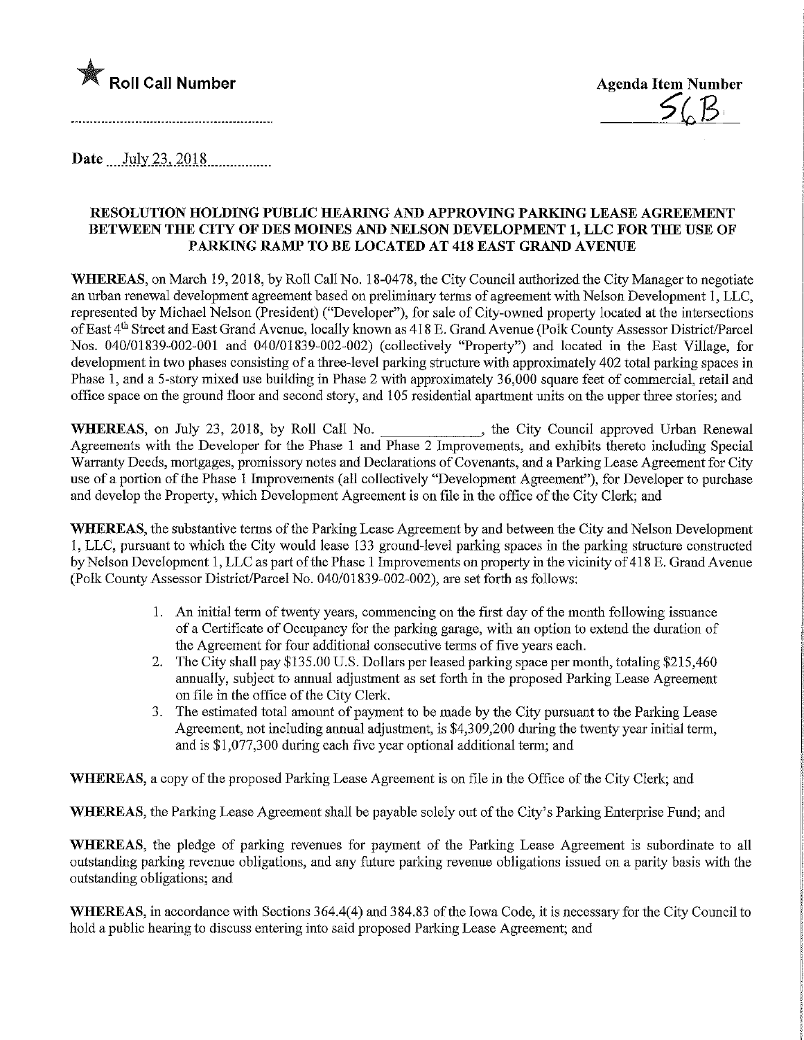★ **Roll Call Number**

**Agenda Item Number**

56B

**Date** July 23, 2018

**RESOLUTION HOLDING PUBLIC HEARING AND APPROVING PARKING LEASE AGREEMENT BETWEEN THE CITY OF DES MOINES AND NELSON DEVELOPMENT 1, LLC FOR THE USE OF PARKING RAMP TO BE LOCATED AT 418 EAST GRAND AVENUE**

**WHEREAS**, on March 19, 2018, by Roll Call No. 18-0478, the City Council authorized the City Manager to negotiate an urban renewal development agreement based on preliminary terms of agreement with Nelson Development 1, LLC, represented by Michael Nelson (President) ("Developer"), for sale of City-owned property located at the intersections of East 4th Street and East Grand Avenue, locally known as 418 E. Grand Avenue (Polk County Assessor District/Parcel Nos. 040/01839-002-001 and 040/01839-002-002) (collectively "Property") and located in the East Village, for development in two phases consisting of a three-level parking structure with approximately 402 total parking spaces in Phase 1, and a 5-story mixed use building in Phase 2 with approximately 36,000 square feet of commercial, retail and office space on the ground floor and second story, and 105 residential apartment units on the upper three stories; and

**WHEREAS**, on July 23, 2018, by Roll Call No. \_\_\_\_\_\_\_\_\_\_\_\_\_, the City Council approved Urban Renewal Agreements with the Developer for the Phase 1 and Phase 2 Improvements, and exhibits thereto including Special Warranty Deeds, mortgages, promissory notes and Declarations of Covenants, and a Parking Lease Agreement for City use of a portion of the Phase 1 Improvements (all collectively "Development Agreement"), for Developer to purchase and develop the Property, which Development Agreement is on file in the office of the City Clerk; and

**WHEREAS**, the substantive terms of the Parking Lease Agreement by and between the City and Nelson Development 1, LLC, pursuant to which the City would lease 133 ground-level parking spaces in the parking structure constructed by Nelson Development 1, LLC as part of the Phase 1 Improvements on property in the vicinity of 418 E. Grand Avenue (Polk County Assessor District/Parcel No. 040/01839-002-002), are set forth as follows:

1. An initial term of twenty years, commencing on the first day of the month following issuance of a Certificate of Occupancy for the parking garage, with an option to extend the duration of the Agreement for four additional consecutive terms of five years each.
2. The City shall pay $135.00 U.S. Dollars per leased parking space per month, totaling $215,460 annually, subject to annual adjustment as set forth in the proposed Parking Lease Agreement on file in the office of the City Clerk.
3. The estimated total amount of payment to be made by the City pursuant to the Parking Lease Agreement, not including annual adjustment, is $4,309,200 during the twenty year initial term, and is $1,077,300 during each five year optional additional term; and

**WHEREAS**, a copy of the proposed Parking Lease Agreement is on file in the Office of the City Clerk; and

**WHEREAS**, the Parking Lease Agreement shall be payable solely out of the City's Parking Enterprise Fund; and

**WHEREAS**, the pledge of parking revenues for payment of the Parking Lease Agreement is subordinate to all outstanding parking revenue obligations, and any future parking revenue obligations issued on a parity basis with the outstanding obligations; and

**WHEREAS**, in accordance with Sections 364.4(4) and 384.83 of the Iowa Code, it is necessary for the City Council to hold a public hearing to discuss entering into said proposed Parking Lease Agreement; and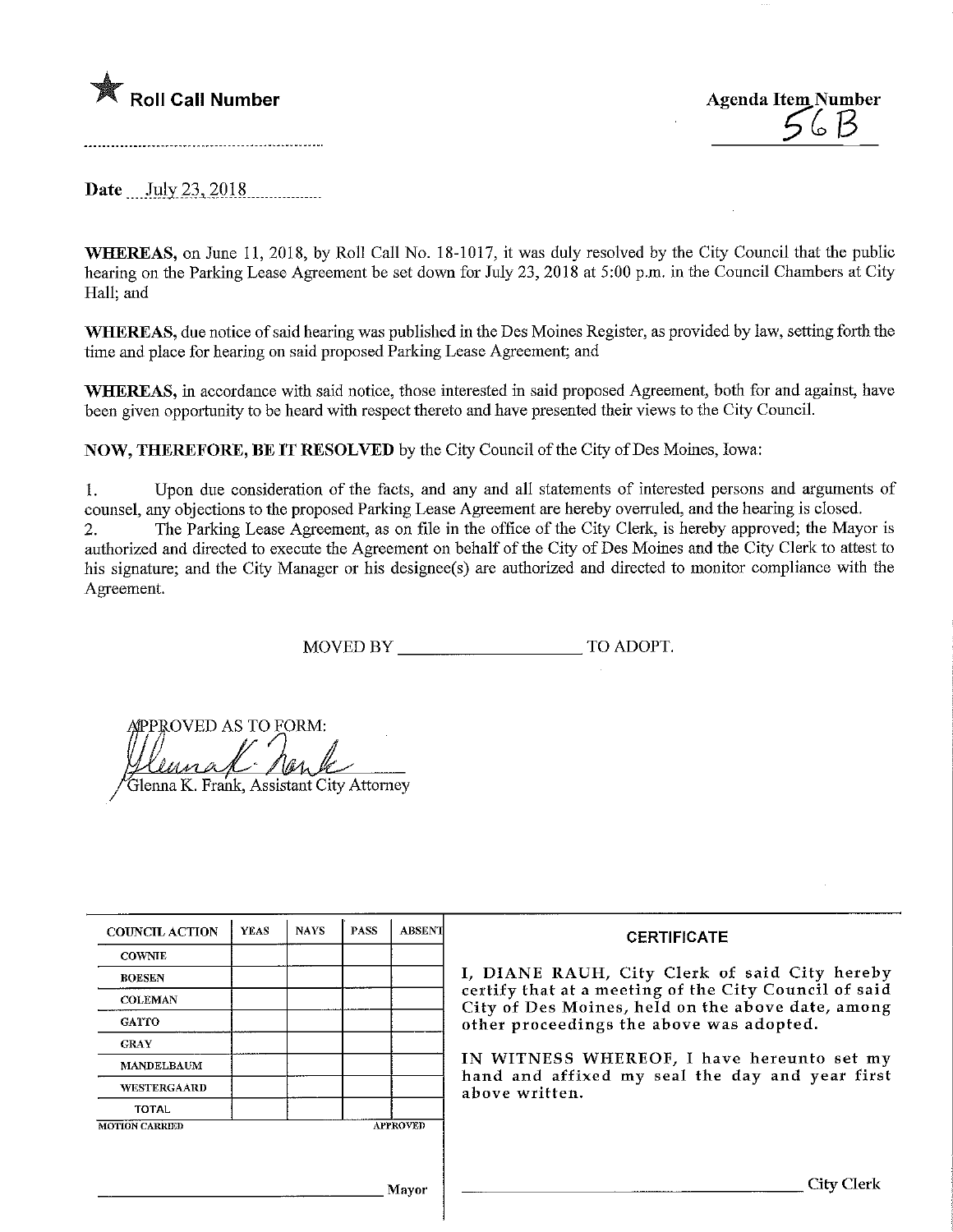★ **Roll Call Number**

**Agenda Item Number**
56B

**Date** July 23, 2018

**WHEREAS,** on June 11, 2018, by Roll Call No. 18-1017, it was duly resolved by the City Council that the public hearing on the Parking Lease Agreement be set down for July 23, 2018 at 5:00 p.m. in the Council Chambers at City Hall; and

**WHEREAS,** due notice of said hearing was published in the Des Moines Register, as provided by law, setting forth the time and place for hearing on said proposed Parking Lease Agreement; and

**WHEREAS,** in accordance with said notice, those interested in said proposed Agreement, both for and against, have been given opportunity to be heard with respect thereto and have presented their views to the City Council.

**NOW, THEREFORE, BE IT RESOLVED** by the City Council of the City of Des Moines, Iowa:

1. Upon due consideration of the facts, and any and all statements of interested persons and arguments of counsel, any objections to the proposed Parking Lease Agreement are hereby overruled, and the hearing is closed.
2. The Parking Lease Agreement, as on file in the office of the City Clerk, is hereby approved; the Mayor is authorized and directed to execute the Agreement on behalf of the City of Des Moines and the City Clerk to attest to his signature; and the City Manager or his designee(s) are authorized and directed to monitor compliance with the Agreement.

MOVED BY \_\_\_\_\_\_\_\_\_\_\_\_\_\_\_\_\_\_\_\_ TO ADOPT.

APPROVED AS TO FORM:

Glenna K. Frank, Assistant City Attorney

| COUNCIL ACTION | YEAS | NAYS | PASS | ABSENT |
| --- | --- | --- | --- | --- |
| COWNIE | | | | |
| BOESEN | | | | |
| COLEMAN | | | | |
| GATTO | | | | |
| GRAY | | | | |
| MANDELBAUM | | | | |
| WESTERGAARD | | | | |
| TOTAL | | | | |

MOTION CARRIED APPROVED

\_\_\_\_\_\_\_\_\_\_\_\_\_\_\_\_\_\_\_\_\_\_\_\_\_\_\_\_\_\_ Mayor

**CERTIFICATE**

I, DIANE RAUH, City Clerk of said City hereby certify that at a meeting of the City Council of said City of Des Moines, held on the above date, among other proceedings the above was adopted.

IN WITNESS WHEREOF, I have hereunto set my hand and affixed my seal the day and year first above written.

\_\_\_\_\_\_\_\_\_\_\_\_\_\_\_\_\_\_\_\_\_\_\_\_\_\_\_\_\_\_ City Clerk